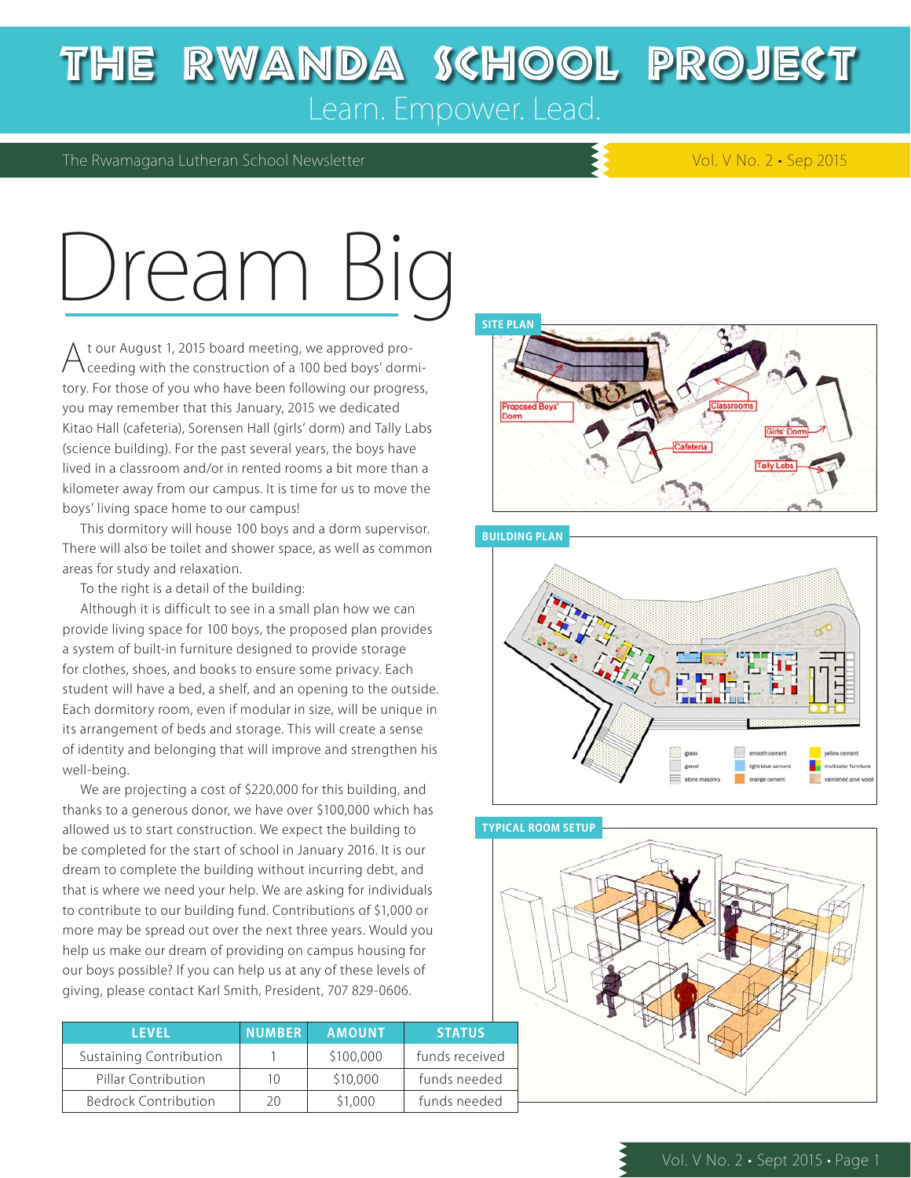# THE RWANDA SCHOOL PROJECT

Learn. Empower. Lead.

The Rwamagana Lutheran School Newsletter

Vol. V No. 2 • Sep 2015

# Dream Big

At our August 1, 2015 board meeting, we approved proceeding with the construction of a 100 bed boys' dormitory. For those of you who have been following our progress, you may remember that this January, 2015 we dedicated Kitao Hall (cafeteria), Sorensen Hall (girls' dorm) and Tally Labs (science building). For the past several years, the boys have lived in a classroom and/or in rented rooms a bit more than a kilometer away from our campus. It is time for us to move the boys' living space home to our campus!

This dormitory will house 100 boys and a dorm supervisor. There will also be toilet and shower space, as well as common areas for study and relaxation.

To the right is a detail of the building:

Although it is difficult to see in a small plan how we can provide living space for 100 boys, the proposed plan provides a system of built-in furniture designed to provide storage for clothes, shoes, and books to ensure some privacy. Each student will have a bed, a shelf, and an opening to the outside. Each dormitory room, even if modular in size, will be unique in its arrangement of beds and storage. This will create a sense of identity and belonging that will improve and strengthen his well-being.

We are projecting a cost of $220,000 for this building, and thanks to a generous donor, we have over $100,000 which has allowed us to start construction. We expect the building to be completed for the start of school in January 2016. It is our dream to complete the building without incurring debt, and that is where we need your help. We are asking for individuals to contribute to our building fund. Contributions of $1,000 or more may be spread out over the next three years. Would you help us make our dream of providing on campus housing for our boys possible? If you can help us at any of these levels of giving, please contact Karl Smith, President, 707 829-0606.

| LEVEL | NUMBER | AMOUNT | STATUS |
|---|---|---|---|
| Sustaining Contribution | 1 | $100,000 | funds received |
| Pillar Contribution | 10 | $10,000 | funds needed |
| Bedrock Contribution | 20 | $1,000 | funds needed |

**SITE PLAN**

**BUILDING PLAN**

**TYPICAL ROOM SETUP**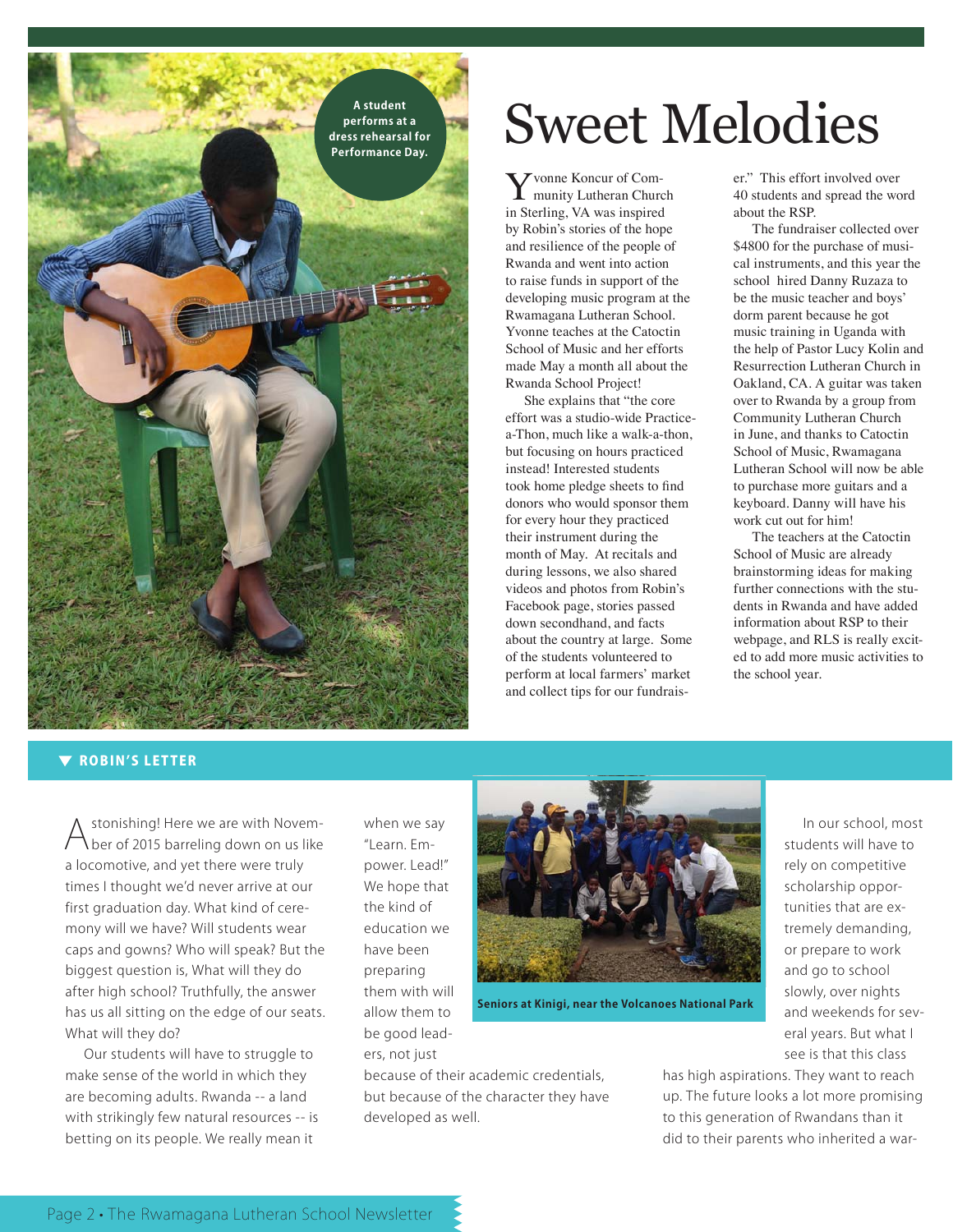A student performs at a dress rehearsal for Performance Day.

# Sweet Melodies

Yvonne Koncur of Community Lutheran Church in Sterling, VA was inspired by Robin's stories of the hope and resilience of the people of Rwanda and went into action to raise funds in support of the developing music program at the Rwamagana Lutheran School. Yvonne teaches at the Catoctin School of Music and her efforts made May a month all about the Rwanda School Project!

She explains that "the core effort was a studio-wide Practice-a-Thon, much like a walk-a-thon, but focusing on hours practiced instead! Interested students took home pledge sheets to find donors who would sponsor them for every hour they practiced their instrument during the month of May. At recitals and during lessons, we also shared videos and photos from Robin's Facebook page, stories passed down secondhand, and facts about the country at large. Some of the students volunteered to perform at local farmers' market and collect tips for our fundraiser." This effort involved over 40 students and spread the word about the RSP.

The fundraiser collected over $4800 for the purchase of musical instruments, and this year the school hired Danny Ruzaza to be the music teacher and boys' dorm parent because he got music training in Uganda with the help of Pastor Lucy Kolin and Resurrection Lutheran Church in Oakland, CA. A guitar was taken over to Rwanda by a group from Community Lutheran Church in June, and thanks to Catoctin School of Music, Rwamagana Lutheran School will now be able to purchase more guitars and a keyboard. Danny will have his work cut out for him!

The teachers at the Catoctin School of Music are already brainstorming ideas for making further connections with the students in Rwanda and have added information about RSP to their webpage, and RLS is really excited to add more music activities to the school year.

## ROBIN'S LETTER

Astonishing! Here we are with November of 2015 barreling down on us like a locomotive, and yet there were truly times I thought we'd never arrive at our first graduation day. What kind of ceremony will we have? Will students wear caps and gowns? Who will speak? But the biggest question is, What will they do after high school? Truthfully, the answer has us all sitting on the edge of our seats. What will they do?

Our students will have to struggle to make sense of the world in which they are becoming adults. Rwanda -- a land with strikingly few natural resources -- is betting on its people. We really mean it when we say "Learn. Empower. Lead!" We hope that the kind of education we have been preparing them with will allow them to be good leaders, not just because of their academic credentials, but because of the character they have developed as well.

Seniors at Kinigi, near the Volcanoes National Park

In our school, most students will have to rely on competitive scholarship opportunities that are extremely demanding, or prepare to work and go to school slowly, over nights and weekends for several years. But what I see is that this class has high aspirations. They want to reach up. The future looks a lot more promising to this generation of Rwandans than it did to their parents who inherited a war-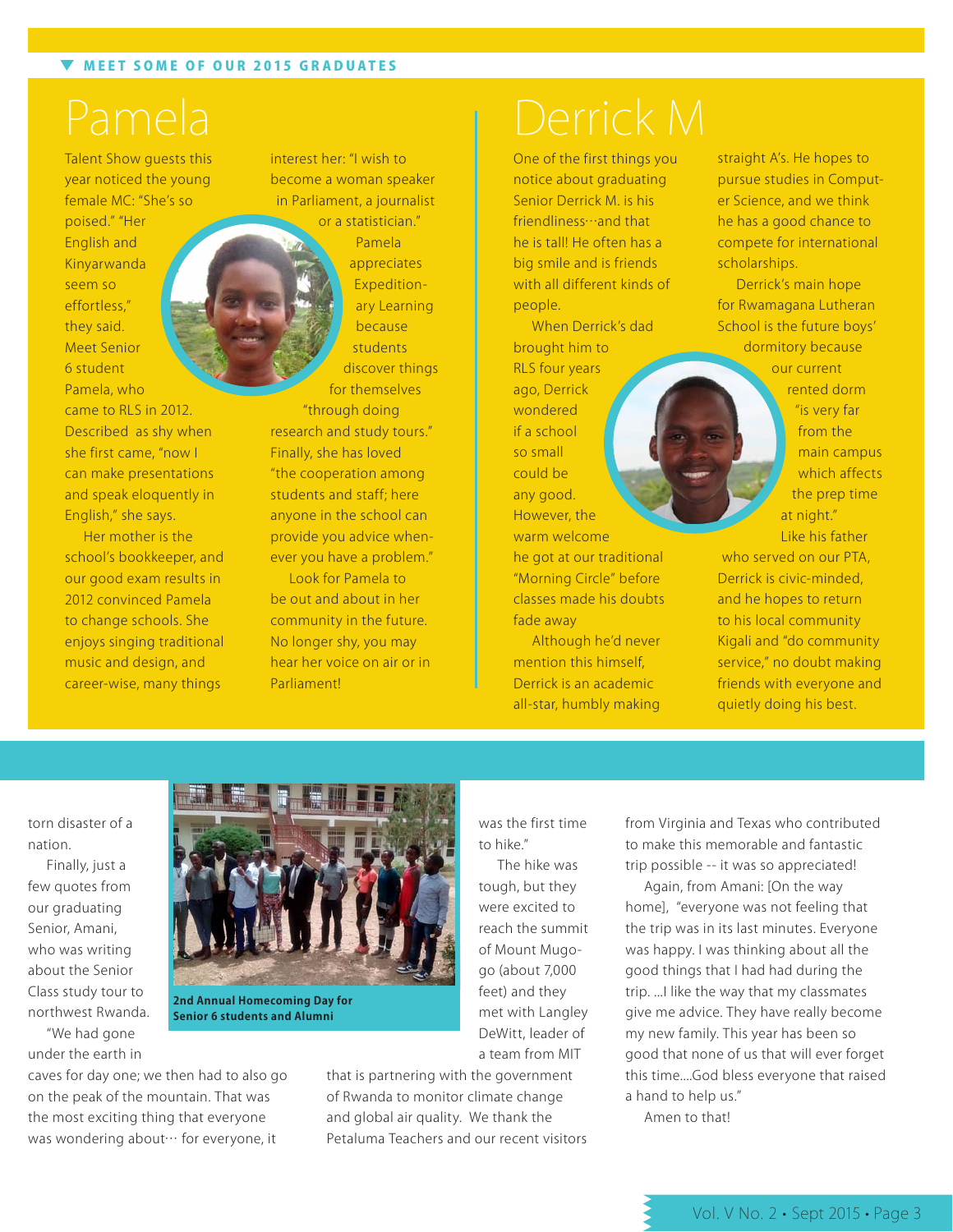## MEET SOME OF OUR 2015 GRADUATES

# Pamela

Talent Show guests this year noticed the young female MC: "She's so poised." "Her English and Kinyarwanda seem so effortless," they said. Meet Senior 6 student Pamela, who came to RLS in 2012. Described as shy when she first came, "now I can make presentations and speak eloquently in English," she says.

Her mother is the school's bookkeeper, and our good exam results in 2012 convinced Pamela to change schools. She enjoys singing traditional music and design, and career-wise, many things interest her: "I wish to become a woman speaker in Parliament, a journalist or a statistician." Pamela appreciates Expeditionary Learning because students discover things for themselves "through doing research and study tours." Finally, she has loved "the cooperation among students and staff; here anyone in the school can provide you advice whenever you have a problem."

Look for Pamela to be out and about in her community in the future. No longer shy, you may hear her voice on air or in Parliament!

# Derrick M

One of the first things you notice about graduating Senior Derrick M. is his friendliness…and that he is tall! He often has a big smile and is friends with all different kinds of people.

When Derrick's dad brought him to RLS four years ago, Derrick wondered if a school so small could be any good. However, the warm welcome he got at our traditional "Morning Circle" before classes made his doubts fade away

Although he'd never mention this himself, Derrick is an academic all-star, humbly making straight A's. He hopes to pursue studies in Computer Science, and we think he has a good chance to compete for international scholarships.

Derrick's main hope for Rwamagana Lutheran School is the future boys' dormitory because our current rented dorm "is very far from the main campus which affects the prep time at night."

Like his father who served on our PTA, Derrick is civic-minded, and he hopes to return to his local community Kigali and "do community service," no doubt making friends with everyone and quietly doing his best.

---

torn disaster of a nation.

Finally, just a few quotes from our graduating Senior, Amani, who was writing about the Senior Class study tour to northwest Rwanda.

"We had gone under the earth in caves for day one; we then had to also go on the peak of the mountain. That was the most exciting thing that everyone was wondering about… for everyone, it was the first time to hike."

**2nd Annual Homecoming Day for Senior 6 students and Alumni**

The hike was tough, but they were excited to reach the summit of Mount Mugogo (about 7,000 feet) and they met with Langley DeWitt, leader of a team from MIT that is partnering with the government of Rwanda to monitor climate change and global air quality. We thank the Petaluma Teachers and our recent visitors from Virginia and Texas who contributed to make this memorable and fantastic trip possible -- it was so appreciated!

Again, from Amani: [On the way home], "everyone was not feeling that the trip was in its last minutes. Everyone was happy. I was thinking about all the good things that I had had during the trip. ...I like the way that my classmates give me advice. They have really become my new family. This year has been so good that none of us that will ever forget this time....God bless everyone that raised a hand to help us."

Amen to that!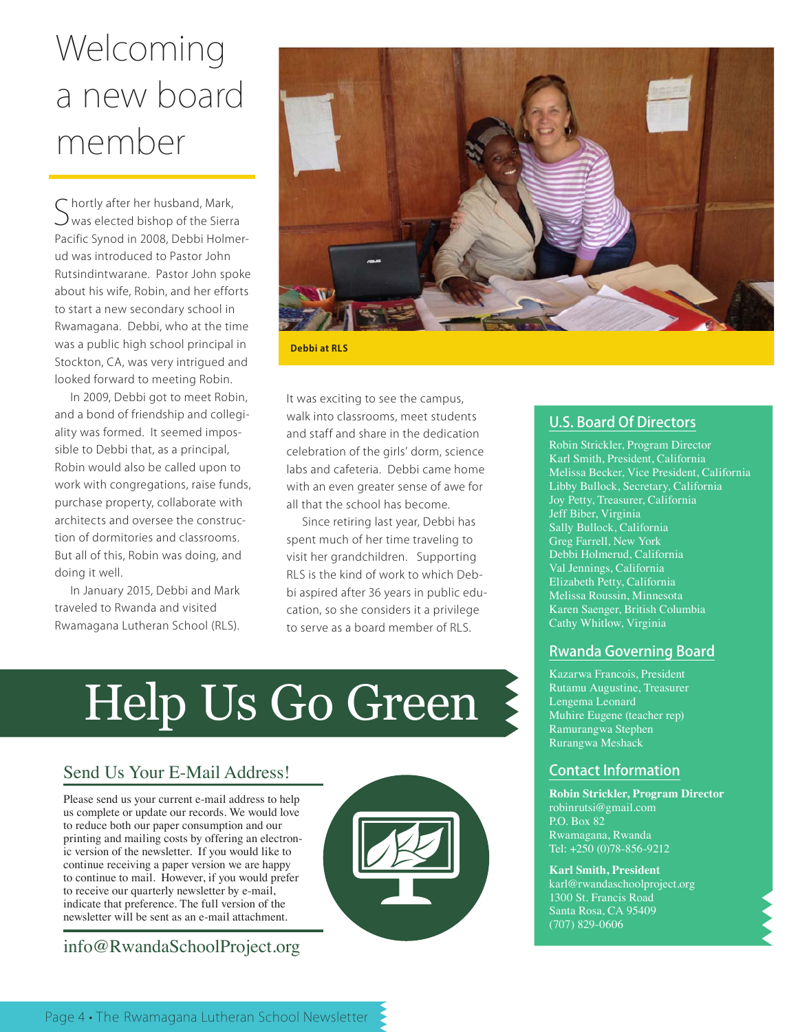# Welcoming a new board member

Shortly after her husband, Mark, was elected bishop of the Sierra Pacific Synod in 2008, Debbi Holmerud was introduced to Pastor John Rutsindintwarane. Pastor John spoke about his wife, Robin, and her efforts to start a new secondary school in Rwamagana. Debbi, who at the time was a public high school principal in Stockton, CA, was very intrigued and looked forward to meeting Robin.

In 2009, Debbi got to meet Robin, and a bond of friendship and collegiality was formed. It seemed impossible to Debbi that, as a principal, Robin would also be called upon to work with congregations, raise funds, purchase property, collaborate with architects and oversee the construction of dormitories and classrooms. But all of this, Robin was doing, and doing it well.

In January 2015, Debbi and Mark traveled to Rwanda and visited Rwamagana Lutheran School (RLS).

**Debbi at RLS**

It was exciting to see the campus, walk into classrooms, meet students and staff and share in the dedication celebration of the girls' dorm, science labs and cafeteria. Debbi came home with an even greater sense of awe for all that the school has become.

Since retiring last year, Debbi has spent much of her time traveling to visit her grandchildren. Supporting RLS is the kind of work to which Debbi aspired after 36 years in public education, so she considers it a privilege to serve as a board member of RLS.

## U.S. Board Of Directors

Robin Strickler, Program Director
Karl Smith, President, California
Melissa Becker, Vice President, California
Libby Bullock, Secretary, California
Joy Petty, Treasurer, California
Jeff Biber, Virginia
Sally Bullock, California
Greg Farrell, New York
Debbi Holmerud, California
Val Jennings, California
Elizabeth Petty, California
Melissa Roussin, Minnesota
Karen Saenger, British Columbia
Cathy Whitlow, Virginia

## Rwanda Governing Board

Kazarwa Francois, President
Rutamu Augustine, Treasurer
Lengema Leonard
Muhire Eugene (teacher rep)
Ramurangwa Stephen
Rurangwa Meshack

## Contact Information

**Robin Strickler, Program Director**
robinrutsi@gmail.com
P.O. Box 82
Rwamagana, Rwanda
Tel: +250 (0)78-856-9212

**Karl Smith, President**
karl@rwandaschoolproject.org
1300 St. Francis Road
Santa Rosa, CA 95409
(707) 829-0606

# Help Us Go Green

## Send Us Your E-Mail Address!

Please send us your current e-mail address to help us complete or update our records. We would love to reduce both our paper consumption and our printing and mailing costs by offering an electronic version of the newsletter. If you would like to continue receiving a paper version we are happy to continue to mail. However, if you would prefer to receive our quarterly newsletter by e-mail, indicate that preference. The full version of the newsletter will be sent as an e-mail attachment.

info@RwandaSchoolProject.org